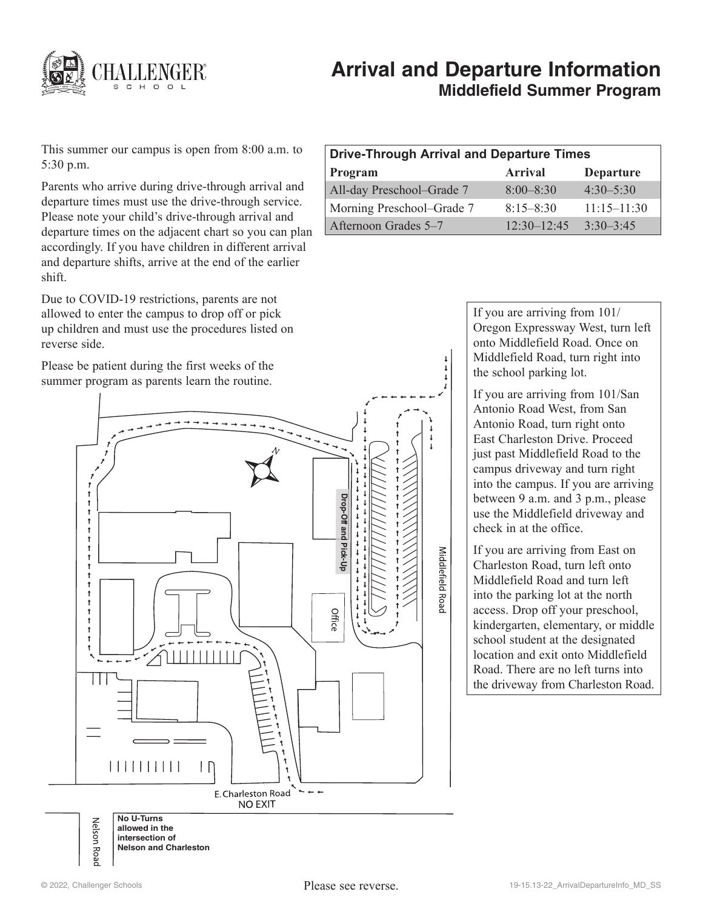# Arrival and Departure Information

## Middlefield Summer Program

This summer our campus is open from 8:00 a.m. to 5:30 p.m.

Parents who arrive during drive-through arrival and departure times must use the drive-through service. Please note your child's drive-through arrival and departure times on the adjacent chart so you can plan accordingly. If you have children in different arrival and departure shifts, arrive at the end of the earlier shift.

Due to COVID-19 restrictions, parents are not allowed to enter the campus to drop off or pick up children and must use the procedures listed on reverse side.

Please be patient during the first weeks of the summer program as parents learn the routine.

| Drive-Through Arrival and Departure Times | | |
|---|---|---|
| **Program** | **Arrival** | **Departure** |
| All-day Preschool–Grade 7 | 8:00–8:30 | 4:30–5:30 |
| Morning Preschool–Grade 7 | 8:15–8:30 | 11:15–11:30 |
| Afternoon Grades 5–7 | 12:30–12:45 | 3:30–3:45 |

If you are arriving from 101/ Oregon Expressway West, turn left onto Middlefield Road. Once on Middlefield Road, turn right into the school parking lot.

If you are arriving from 101/San Antonio Road West, from San Antonio Road, turn right onto East Charleston Drive. Proceed just past Middlefield Road to the campus driveway and turn right into the campus. If you are arriving between 9 a.m. and 3 p.m., please use the Middlefield driveway and check in at the office.

If you are arriving from East on Charleston Road, turn left onto Middlefield Road and turn left into the parking lot at the north access. Drop off your preschool, kindergarten, elementary, or middle school student at the designated location and exit onto Middlefield Road. There are no left turns into the driveway from Charleston Road.

Drop-Off and Pick-Up

Office

Middlefield Road

E. Charleston Road
NO EXIT

Nelson Road

**No U-Turns allowed in the intersection of Nelson and Charleston**

Please see reverse.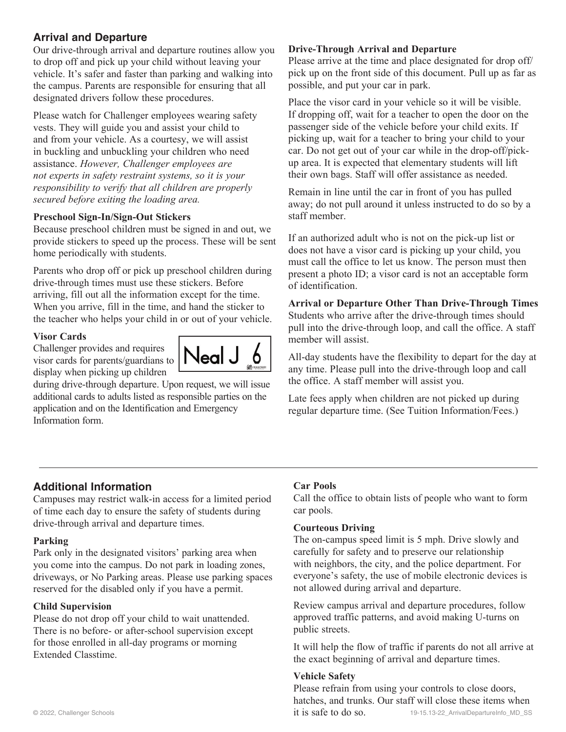## Arrival and Departure

Our drive-through arrival and departure routines allow you to drop off and pick up your child without leaving your vehicle. It's safer and faster than parking and walking into the campus. Parents are responsible for ensuring that all designated drivers follow these procedures.

Please watch for Challenger employees wearing safety vests. They will guide you and assist your child to and from your vehicle. As a courtesy, we will assist in buckling and unbuckling your children who need assistance. *However, Challenger employees are not experts in safety restraint systems, so it is your responsibility to verify that all children are properly secured before exiting the loading area.*

### Preschool Sign-In/Sign-Out Stickers

Because preschool children must be signed in and out, we provide stickers to speed up the process. These will be sent home periodically with students.

Parents who drop off or pick up preschool children during drive-through times must use these stickers. Before arriving, fill out all the information except for the time. When you arrive, fill in the time, and hand the sticker to the teacher who helps your child in or out of your vehicle.

### Visor Cards

Neal J 6

Challenger provides and requires visor cards for parents/guardians to display when picking up children during drive-through departure. Upon request, we will issue additional cards to adults listed as responsible parties on the application and on the Identification and Emergency Information form.

### Drive-Through Arrival and Departure

Please arrive at the time and place designated for drop off/pick up on the front side of this document. Pull up as far as possible, and put your car in park.

Place the visor card in your vehicle so it will be visible. If dropping off, wait for a teacher to open the door on the passenger side of the vehicle before your child exits. If picking up, wait for a teacher to bring your child to your car. Do not get out of your car while in the drop-off/pick-up area. It is expected that elementary students will lift their own bags. Staff will offer assistance as needed.

Remain in line until the car in front of you has pulled away; do not pull around it unless instructed to do so by a staff member.

If an authorized adult who is not on the pick-up list or does not have a visor card is picking up your child, you must call the office to let us know. The person must then present a photo ID; a visor card is not an acceptable form of identification.

### Arrival or Departure Other Than Drive-Through Times

Students who arrive after the drive-through times should pull into the drive-through loop, and call the office. A staff member will assist.

All-day students have the flexibility to depart for the day at any time. Please pull into the drive-through loop and call the office. A staff member will assist you.

Late fees apply when children are not picked up during regular departure time. (See Tuition Information/Fees.)

## Additional Information

Campuses may restrict walk-in access for a limited period of time each day to ensure the safety of students during drive-through arrival and departure times.

### Parking

Park only in the designated visitors' parking area when you come into the campus. Do not park in loading zones, driveways, or No Parking areas. Please use parking spaces reserved for the disabled only if you have a permit.

### Child Supervision

Please do not drop off your child to wait unattended. There is no before- or after-school supervision except for those enrolled in all-day programs or morning Extended Classtime.

### Car Pools

Call the office to obtain lists of people who want to form car pools.

### Courteous Driving

The on-campus speed limit is 5 mph. Drive slowly and carefully for safety and to preserve our relationship with neighbors, the city, and the police department. For everyone's safety, the use of mobile electronic devices is not allowed during arrival and departure.

Review campus arrival and departure procedures, follow approved traffic patterns, and avoid making U-turns on public streets.

It will help the flow of traffic if parents do not all arrive at the exact beginning of arrival and departure times.

### Vehicle Safety

Please refrain from using your controls to close doors, hatches, and trunks. Our staff will close these items when it is safe to do so.

© 2022, Challenger Schools 19-15.13-22_ArrivalDepartureInfo_MD_SS